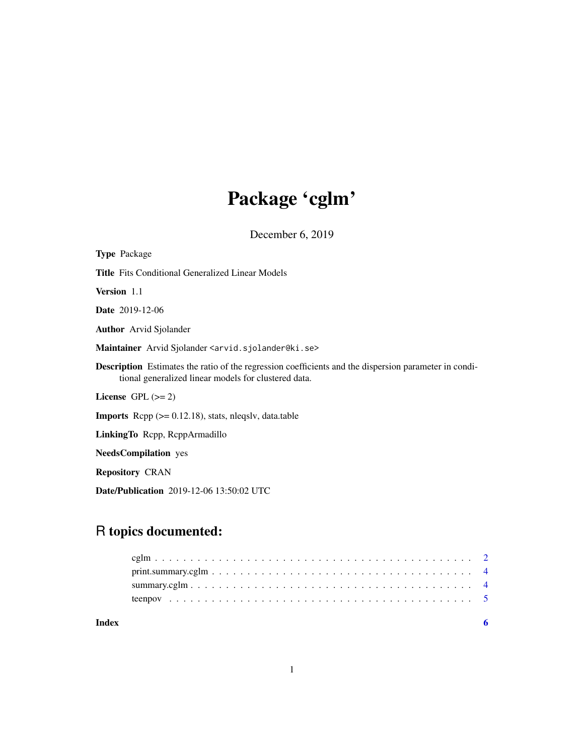# Package 'cglm'

December 6, 2019

**Type** Package

**Title** Fits Conditional Generalized Linear Models

**Version** 1.1

**Date** 2019-12-06

**Author** Arvid Sjolander

**Maintainer** Arvid Sjolander <arvid.sjolander@ki.se>

**Description** Estimates the ratio of the regression coefficients and the dispersion parameter in conditional generalized linear models for clustered data.

**License** GPL (>= 2)

**Imports** Rcpp (>= 0.12.18), stats, nleqslv, data.table

**LinkingTo** Rcpp, RcppArmadillo

**NeedsCompilation** yes

**Repository** CRAN

**Date/Publication** 2019-12-06 13:50:02 UTC

## R topics documented:

- cglm . . . . . . . . . . . . . . . . . . . . . . . . . . . . . . . . . . . . . . . . . . . 2
- print.summary.cglm . . . . . . . . . . . . . . . . . . . . . . . . . . . . . . . . . . . 4
- summary.cglm . . . . . . . . . . . . . . . . . . . . . . . . . . . . . . . . . . . . . . 4
- teenpov . . . . . . . . . . . . . . . . . . . . . . . . . . . . . . . . . . . . . . . . . . 5

**Index** 6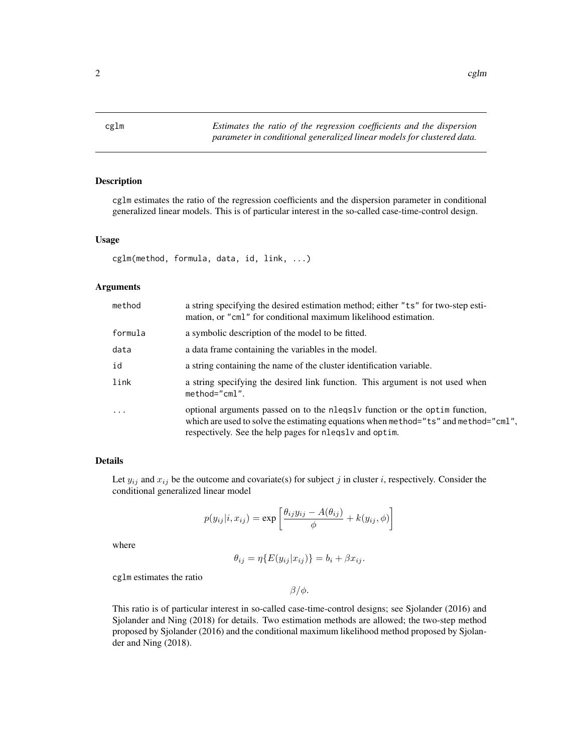# cglm

*Estimates the ratio of the regression coefficients and the dispersion parameter in conditional generalized linear models for clustered data.*

## Description

cglm estimates the ratio of the regression coefficients and the dispersion parameter in conditional generalized linear models. This is of particular interest in the so-called case-time-control design.

## Usage

```
cglm(method, formula, data, id, link, ...)
```

## Arguments

| | |
|---|---|
| method | a string specifying the desired estimation method; either "ts" for two-step estimation, or "cml" for conditional maximum likelihood estimation. |
| formula | a symbolic description of the model to be fitted. |
| data | a data frame containing the variables in the model. |
| id | a string containing the name of the cluster identification variable. |
| link | a string specifying the desired link function. This argument is not used when method="cml". |
| ... | optional arguments passed on to the nleqslv function or the optim function, which are used to solve the estimating equations when method="ts" and method="cml", respectively. See the help pages for nleqslv and optim. |

## Details

Let $y_{ij}$ and $x_{ij}$ be the outcome and covariate(s) for subject $j$ in cluster $i$, respectively. Consider the conditional generalized linear model

$$p(y_{ij}|i, x_{ij}) = \exp\left[\frac{\theta_{ij} y_{ij} - A(\theta_{ij})}{\phi} + k(y_{ij}, \phi)\right]$$

where

$$\theta_{ij} = \eta\{E(y_{ij}|x_{ij})\} = b_i + \beta x_{ij}.$$

cglm estimates the ratio

$$\beta/\phi.$$

This ratio is of particular interest in so-called case-time-control designs; see Sjolander (2016) and Sjolander and Ning (2018) for details. Two estimation methods are allowed; the two-step method proposed by Sjolander (2016) and the conditional maximum likelihood method proposed by Sjolander and Ning (2018).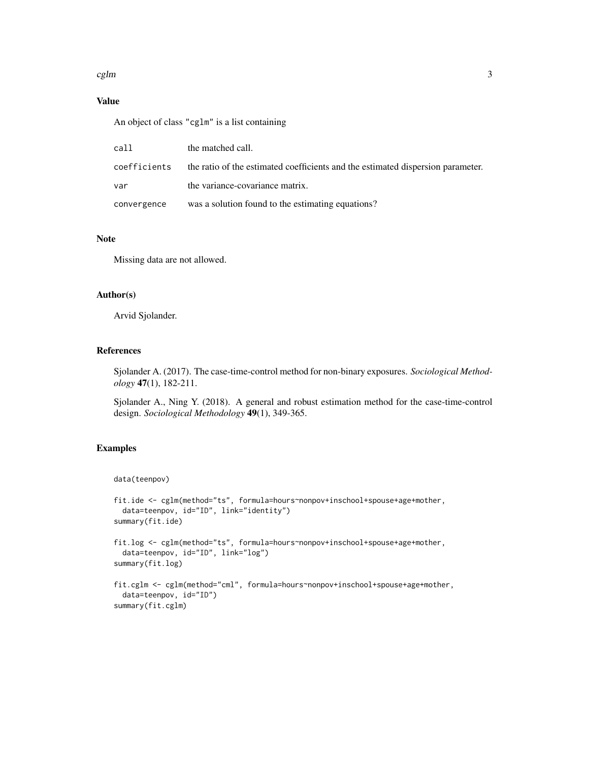## Value

An object of class "cglm" is a list containing

| | |
|---|---|
| call | the matched call. |
| coefficients | the ratio of the estimated coefficients and the estimated dispersion parameter. |
| var | the variance-covariance matrix. |
| convergence | was a solution found to the estimating equations? |

## Note

Missing data are not allowed.

## Author(s)

Arvid Sjolander.

## References

Sjolander A. (2017). The case-time-control method for non-binary exposures. *Sociological Methodology* **47**(1), 182-211.

Sjolander A., Ning Y. (2018). A general and robust estimation method for the case-time-control design. *Sociological Methodology* **49**(1), 349-365.

## Examples

```
data(teenpov)

fit.ide <- cglm(method="ts", formula=hours~nonpov+inschool+spouse+age+mother,
  data=teenpov, id="ID", link="identity")
summary(fit.ide)

fit.log <- cglm(method="ts", formula=hours~nonpov+inschool+spouse+age+mother,
  data=teenpov, id="ID", link="log")
summary(fit.log)

fit.cglm <- cglm(method="cml", formula=hours~nonpov+inschool+spouse+age+mother,
  data=teenpov, id="ID")
summary(fit.cglm)
```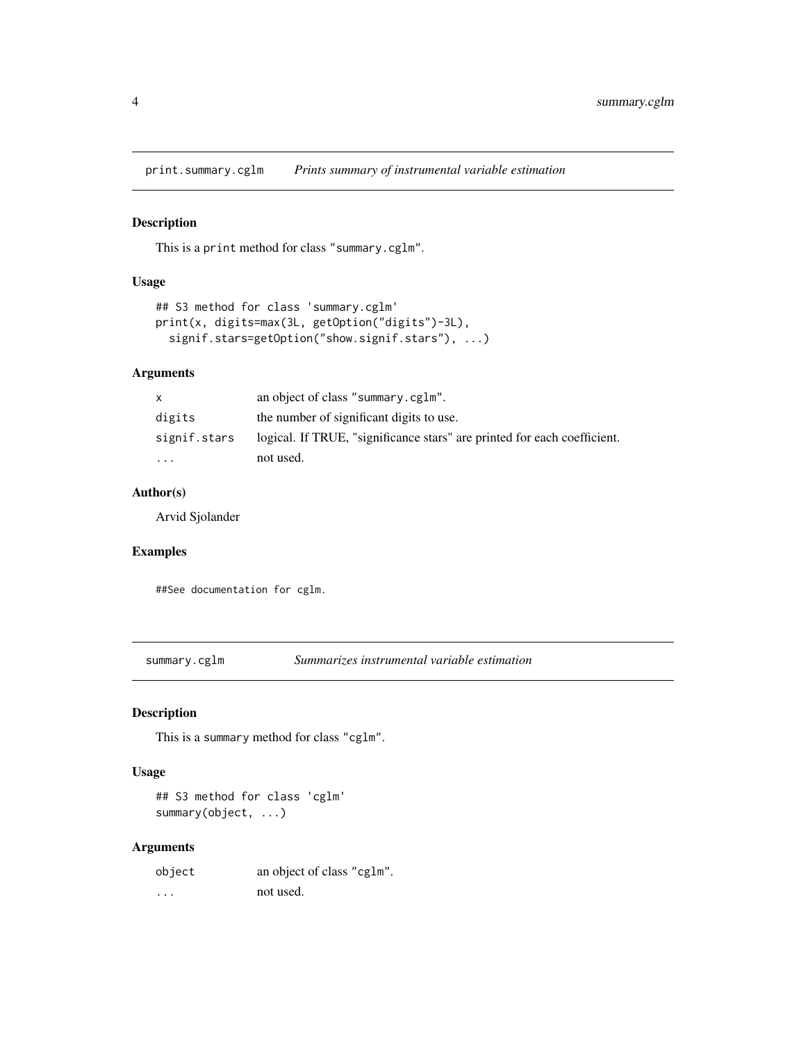## print.summary.cglm *Prints summary of instrumental variable estimation*

### Description

This is a `print` method for class `"summary.cglm"`.

### Usage

```
## S3 method for class 'summary.cglm'
print(x, digits=max(3L, getOption("digits")-3L),
  signif.stars=getOption("show.signif.stars"), ...)
```

### Arguments

| | |
|---|---|
| `x` | an object of class `"summary.cglm"`. |
| `digits` | the number of significant digits to use. |
| `signif.stars` | logical. If TRUE, "significance stars" are printed for each coefficient. |
| `...` | not used. |

### Author(s)

Arvid Sjolander

### Examples

```
##See documentation for cglm.
```

## summary.cglm *Summarizes instrumental variable estimation*

### Description

This is a `summary` method for class `"cglm"`.

### Usage

```
## S3 method for class 'cglm'
summary(object, ...)
```

### Arguments

| | |
|---|---|
| `object` | an object of class `"cglm"`. |
| `...` | not used. |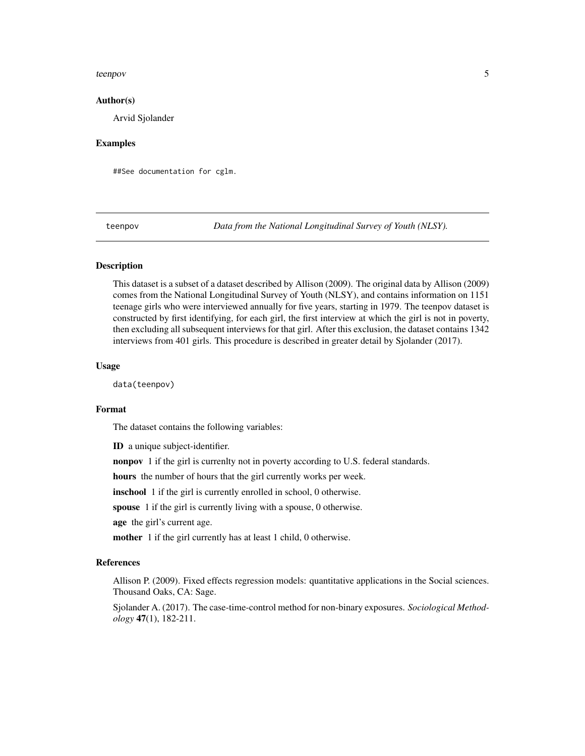## Author(s)

Arvid Sjolander

## Examples

```
##See documentation for cglm.
```

---

# teenpov — *Data from the National Longitudinal Survey of Youth (NLSY).*

---

## Description

This dataset is a subset of a dataset described by Allison (2009). The original data by Allison (2009) comes from the National Longitudinal Survey of Youth (NLSY), and contains information on 1151 teenage girls who were interviewed annually for five years, starting in 1979. The teenpov dataset is constructed by first identifying, for each girl, the first interview at which the girl is not in poverty, then excluding all subsequent interviews for that girl. After this exclusion, the dataset contains 1342 interviews from 401 girls. This procedure is described in greater detail by Sjolander (2017).

## Usage

```
data(teenpov)
```

## Format

The dataset contains the following variables:

**ID** a unique subject-identifier.

**nonpov** 1 if the girl is currenlty not in poverty according to U.S. federal standards.

**hours** the number of hours that the girl currently works per week.

**inschool** 1 if the girl is currently enrolled in school, 0 otherwise.

**spouse** 1 if the girl is currently living with a spouse, 0 otherwise.

**age** the girl's current age.

**mother** 1 if the girl currently has at least 1 child, 0 otherwise.

## References

Allison P. (2009). Fixed effects regression models: quantitative applications in the Social sciences. Thousand Oaks, CA: Sage.

Sjolander A. (2017). The case-time-control method for non-binary exposures. *Sociological Methodology* **47**(1), 182-211.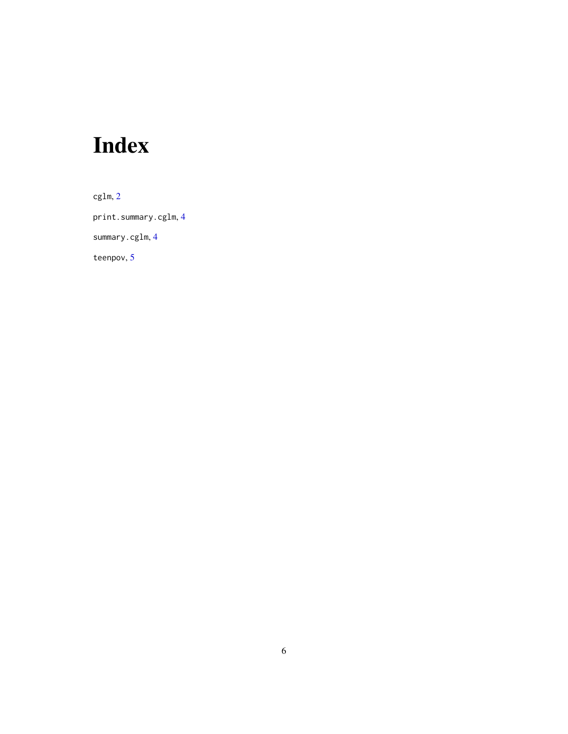# Index

cglm, 2

print.summary.cglm, 4

summary.cglm, 4

teenpov, 5